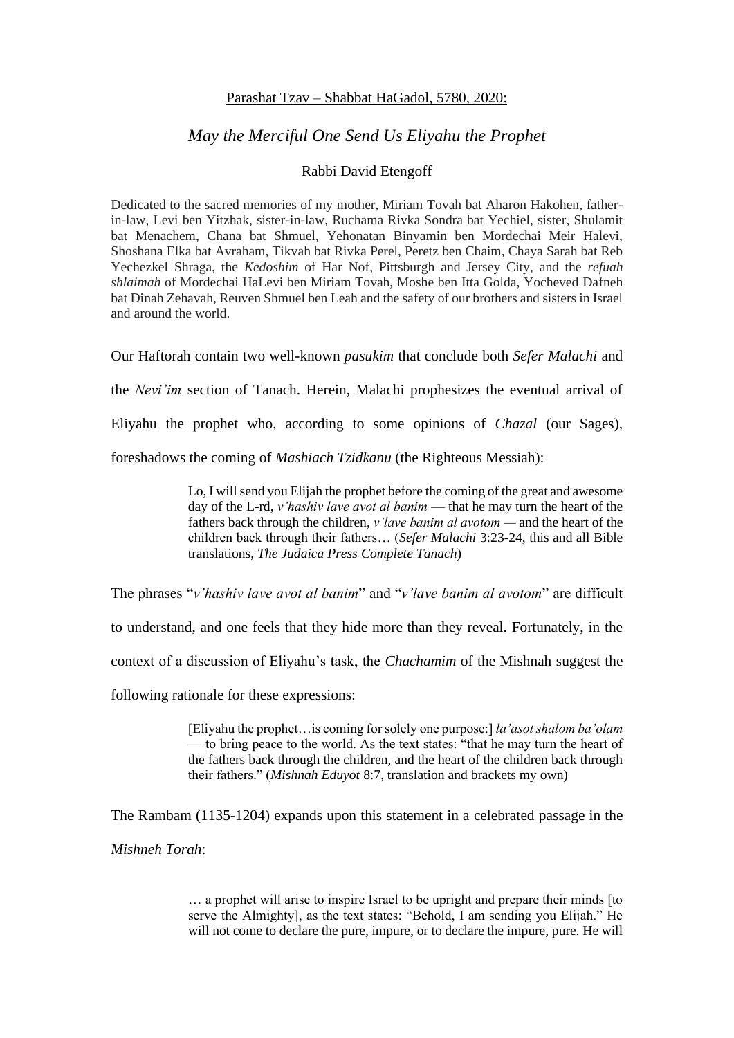Parashat Tzav – Shabbat HaGadol, 5780, 2020:

# *May the Merciful One Send Us Eliyahu the Prophet*

Rabbi David Etengoff

Dedicated to the sacred memories of my mother, Miriam Tovah bat Aharon Hakohen, father-in-law, Levi ben Yitzhak, sister-in-law, Ruchama Rivka Sondra bat Yechiel, sister, Shulamit bat Menachem, Chana bat Shmuel, Yehonatan Binyamin ben Mordechai Meir Halevi, Shoshana Elka bat Avraham, Tikvah bat Rivka Perel, Peretz ben Chaim, Chaya Sarah bat Reb Yechezkel Shraga, the *Kedoshim* of Har Nof, Pittsburgh and Jersey City, and the *refuah shlaimah* of Mordechai HaLevi ben Miriam Tovah, Moshe ben Itta Golda, Yocheved Dafneh bat Dinah Zehavah, Reuven Shmuel ben Leah and the safety of our brothers and sisters in Israel and around the world.

Our Haftorah contain two well-known *pasukim* that conclude both *Sefer Malachi* and the *Nevi'im* section of Tanach. Herein, Malachi prophesizes the eventual arrival of Eliyahu the prophet who, according to some opinions of *Chazal* (our Sages), foreshadows the coming of *Mashiach Tzidkanu* (the Righteous Messiah):

> Lo, I will send you Elijah the prophet before the coming of the great and awesome day of the L-rd, *v'hashiv lave avot al banim* — that he may turn the heart of the fathers back through the children, *v'lave banim al avotom* — and the heart of the children back through their fathers… (*Sefer Malachi* 3:23-24, this and all Bible translations, *The Judaica Press Complete Tanach*)

The phrases "*v'hashiv lave avot al banim*" and "*v'lave banim al avotom*" are difficult to understand, and one feels that they hide more than they reveal. Fortunately, in the context of a discussion of Eliyahu's task, the *Chachamim* of the Mishnah suggest the following rationale for these expressions:

> [Eliyahu the prophet…is coming for solely one purpose:] *la'asot shalom ba'olam* — to bring peace to the world. As the text states: "that he may turn the heart of the fathers back through the children, and the heart of the children back through their fathers." (*Mishnah Eduyot* 8:7, translation and brackets my own)

The Rambam (1135-1204) expands upon this statement in a celebrated passage in the *Mishneh Torah*:

> … a prophet will arise to inspire Israel to be upright and prepare their minds [to serve the Almighty], as the text states: "Behold, I am sending you Elijah." He will not come to declare the pure, impure, or to declare the impure, pure. He will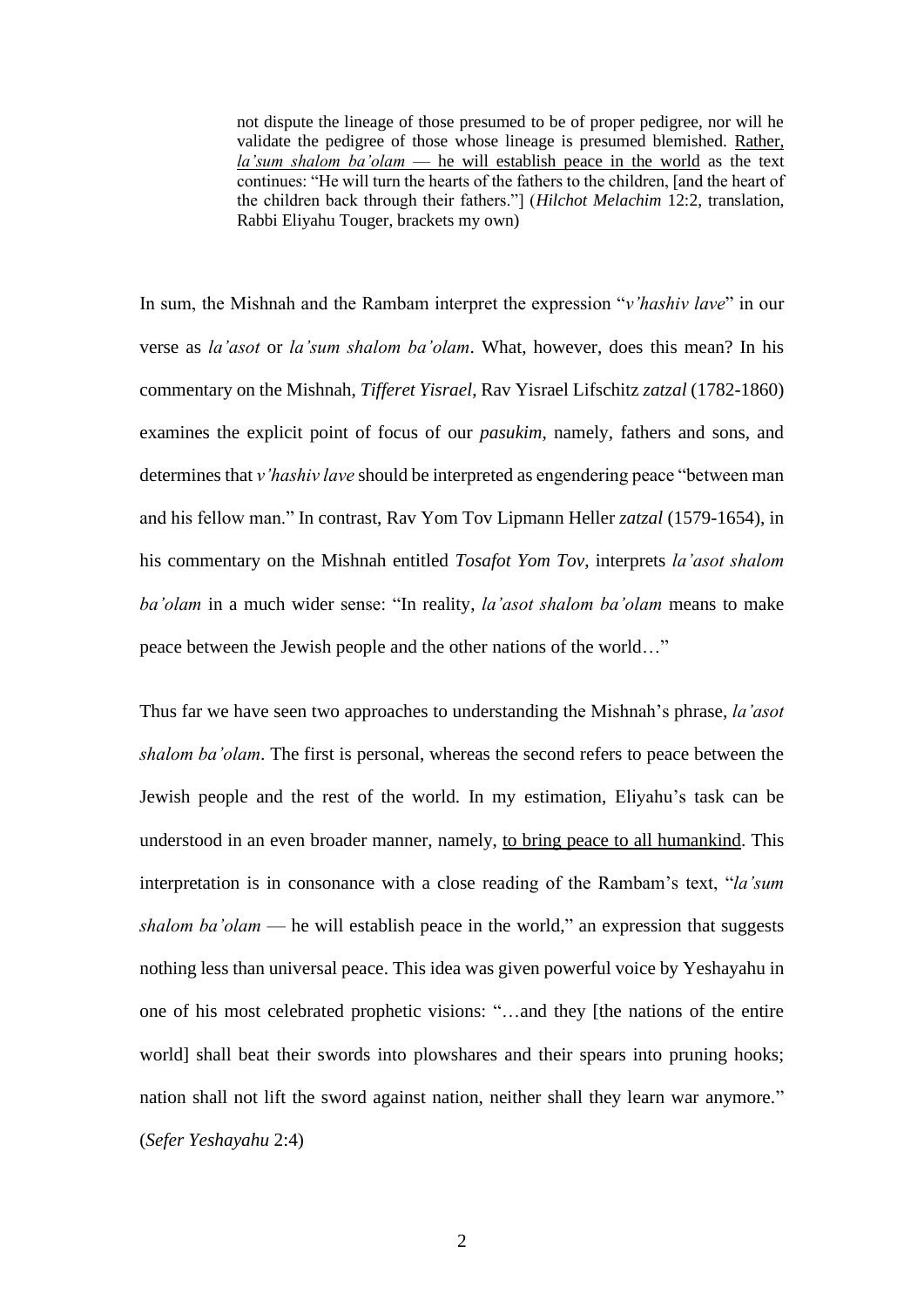> not dispute the lineage of those presumed to be of proper pedigree, nor will he validate the pedigree of those whose lineage is presumed blemished. <u>Rather, *la'sum shalom ba'olam* — he will establish peace in the world</u> as the text continues: "He will turn the hearts of the fathers to the children, [and the heart of the children back through their fathers."] (*Hilchot Melachim* 12:2, translation, Rabbi Eliyahu Touger, brackets my own)

In sum, the Mishnah and the Rambam interpret the expression "*v'hashiv lave*" in our verse as *la'asot* or *la'sum shalom ba'olam*. What, however, does this mean? In his commentary on the Mishnah, *Tifferet Yisrael*, Rav Yisrael Lifschitz *zatzal* (1782-1860) examines the explicit point of focus of our *pasukim*, namely, fathers and sons, and determines that *v'hashiv lave* should be interpreted as engendering peace "between man and his fellow man." In contrast, Rav Yom Tov Lipmann Heller *zatzal* (1579-1654), in his commentary on the Mishnah entitled *Tosafot Yom Tov*, interprets *la'asot shalom ba'olam* in a much wider sense: "In reality, *la'asot shalom ba'olam* means to make peace between the Jewish people and the other nations of the world…"

Thus far we have seen two approaches to understanding the Mishnah's phrase, *la'asot shalom ba'olam*. The first is personal, whereas the second refers to peace between the Jewish people and the rest of the world. In my estimation, Eliyahu's task can be understood in an even broader manner, namely, <u>to bring peace to all humankind</u>. This interpretation is in consonance with a close reading of the Rambam's text, "*la'sum shalom ba'olam* — he will establish peace in the world," an expression that suggests nothing less than universal peace. This idea was given powerful voice by Yeshayahu in one of his most celebrated prophetic visions: "…and they [the nations of the entire world] shall beat their swords into plowshares and their spears into pruning hooks; nation shall not lift the sword against nation, neither shall they learn war anymore." (*Sefer Yeshayahu* 2:4)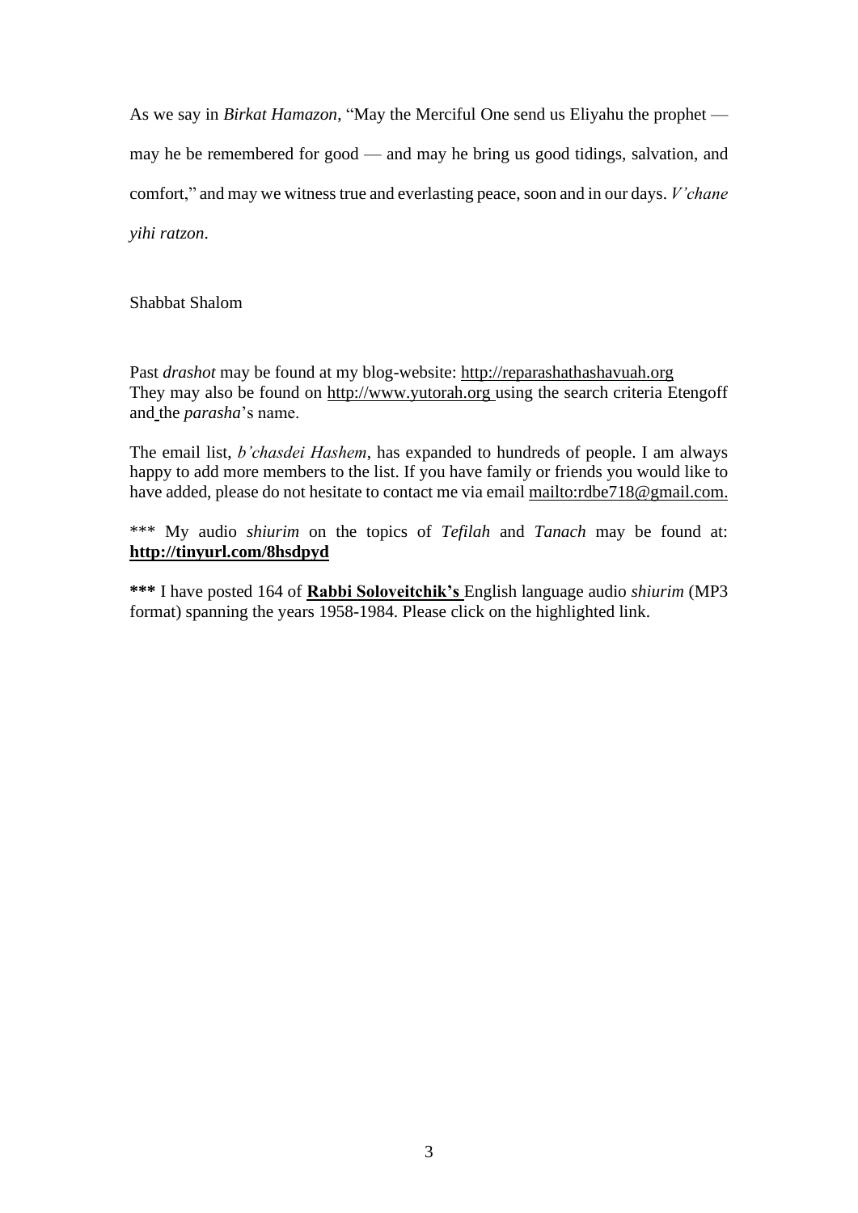As we say in *Birkat Hamazon*, "May the Merciful One send us Eliyahu the prophet — may he be remembered for good — and may he bring us good tidings, salvation, and comfort," and may we witness true and everlasting peace, soon and in our days. *V'chane yihi ratzon*.

Shabbat Shalom

Past *drashot* may be found at my blog-website: http://reparashathashavuah.org
They may also be found on http://www.yutorah.org using the search criteria Etengoff and the *parasha*'s name.

The email list, *b'chasdei Hashem*, has expanded to hundreds of people. I am always happy to add more members to the list. If you have family or friends you would like to have added, please do not hesitate to contact me via email mailto:rdbe718@gmail.com.

*** My audio *shiurim* on the topics of *Tefilah* and *Tanach* may be found at: **http://tinyurl.com/8hsdpyd**

**\*\*\*** I have posted 164 of **Rabbi Soloveitchik's** English language audio *shiurim* (MP3 format) spanning the years 1958-1984. Please click on the highlighted link.